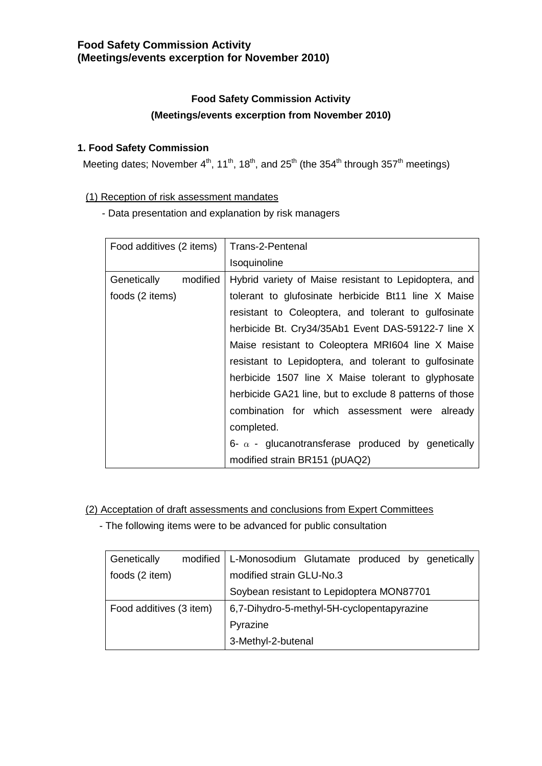**Food Safety Commission Activity**
**(Meetings/events excerption for November 2010)**

### Food Safety Commission Activity
### (Meetings/events excerption from November 2010)

## 1. Food Safety Commission

Meeting dates; November 4th, 11th, 18th, and 25th (the 354th through 357th meetings)

(1) Reception of risk assessment mandates

- Data presentation and explanation by risk managers

| | |
|---|---|
| Food additives (2 items) | Trans-2-Pentenal<br>Isoquinoline |
| Genetically modified foods (2 items) | Hybrid variety of Maise resistant to Lepidoptera, and tolerant to glufosinate herbicide Bt11 line X Maise resistant to Coleoptera, and tolerant to gulfosinate herbicide Bt. Cry34/35Ab1 Event DAS-59122-7 line X Maise resistant to Coleoptera MRI604 line X Maise resistant to Lepidoptera, and tolerant to gulfosinate herbicide 1507 line X Maise tolerant to glyphosate herbicide GA21 line, but to exclude 8 patterns of those combination for which assessment were already completed.<br>6- $\alpha$ - glucanotransferase produced by genetically modified strain BR151 (pUAQ2) |

(2) Acceptation of draft assessments and conclusions from Expert Committees

- The following items were to be advanced for public consultation

| | |
|---|---|
| Genetically modified foods (2 item) | L-Monosodium Glutamate produced by genetically modified strain GLU-No.3<br>Soybean resistant to Lepidoptera MON87701 |
| Food additives (3 item) | 6,7-Dihydro-5-methyl-5H-cyclopentapyrazine<br>Pyrazine<br>3-Methyl-2-butenal |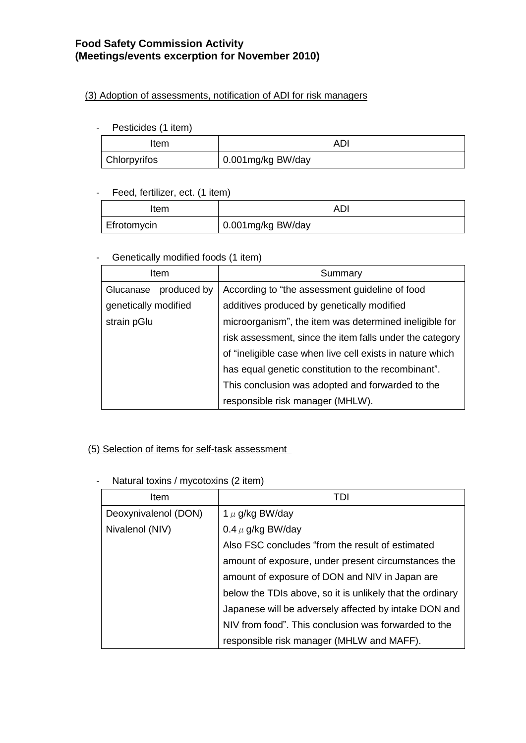**Food Safety Commission Activity**
**(Meetings/events excerption for November 2010)**

(3) Adoption of assessments, notification of ADI for risk managers

- Pesticides (1 item)

| Item | ADI |
| --- | --- |
| Chlorpyrifos | 0.001mg/kg BW/day |

- Feed, fertilizer, ect. (1 item)

| Item | ADI |
| --- | --- |
| Efrotomycin | 0.001mg/kg BW/day |

- Genetically modified foods (1 item)

| Item | Summary |
| --- | --- |
| Glucanase produced by genetically modified strain pGlu | According to "the assessment guideline of food additives produced by genetically modified microorganism", the item was determined ineligible for risk assessment, since the item falls under the category of "ineligible case when live cell exists in nature which has equal genetic constitution to the recombinant". This conclusion was adopted and forwarded to the responsible risk manager (MHLW). |

(5) Selection of items for self-task assessment

- Natural toxins / mycotoxins (2 item)

| Item | TDI |
| --- | --- |
| Deoxynivalenol (DON) | 1 $\mu$ g/kg BW/day |
| Nivalenol (NIV) | 0.4 $\mu$ g/kg BW/day<br>Also FSC concludes "from the result of estimated amount of exposure, under present circumstances the amount of exposure of DON and NIV in Japan are below the TDIs above, so it is unlikely that the ordinary Japanese will be adversely affected by intake DON and NIV from food". This conclusion was forwarded to the responsible risk manager (MHLW and MAFF). |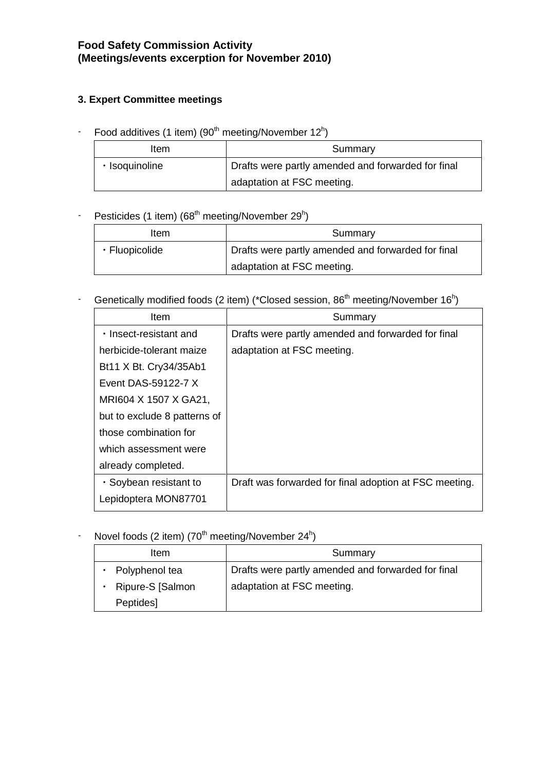**Food Safety Commission Activity**
**(Meetings/events excerption for November 2010)**

### 3. Expert Committee meetings

- Food additives (1 item) (90th meeting/November 12h)

| Item | Summary |
|---|---|
| ・Isoquinoline | Drafts were partly amended and forwarded for final adaptation at FSC meeting. |

- Pesticides (1 item) (68th meeting/November 29h)

| Item | Summary |
|---|---|
| ・Fluopicolide | Drafts were partly amended and forwarded for final adaptation at FSC meeting. |

- Genetically modified foods (2 item) (*Closed session, 86th meeting/November 16h)

| Item | Summary |
|---|---|
| ・Insect-resistant and herbicide-tolerant maize Bt11 X Bt. Cry34/35Ab1 Event DAS-59122-7 X MRI604 X 1507 X GA21, but to exclude 8 patterns of those combination for which assessment were already completed. | Drafts were partly amended and forwarded for final adaptation at FSC meeting. |
| ・Soybean resistant to Lepidoptera MON87701 | Draft was forwarded for final adoption at FSC meeting. |

- Novel foods (2 item) (70th meeting/November 24h)

| Item | Summary |
|---|---|
| ・ Polyphenol tea<br>・ Ripure-S [Salmon Peptides] | Drafts were partly amended and forwarded for final adaptation at FSC meeting. |